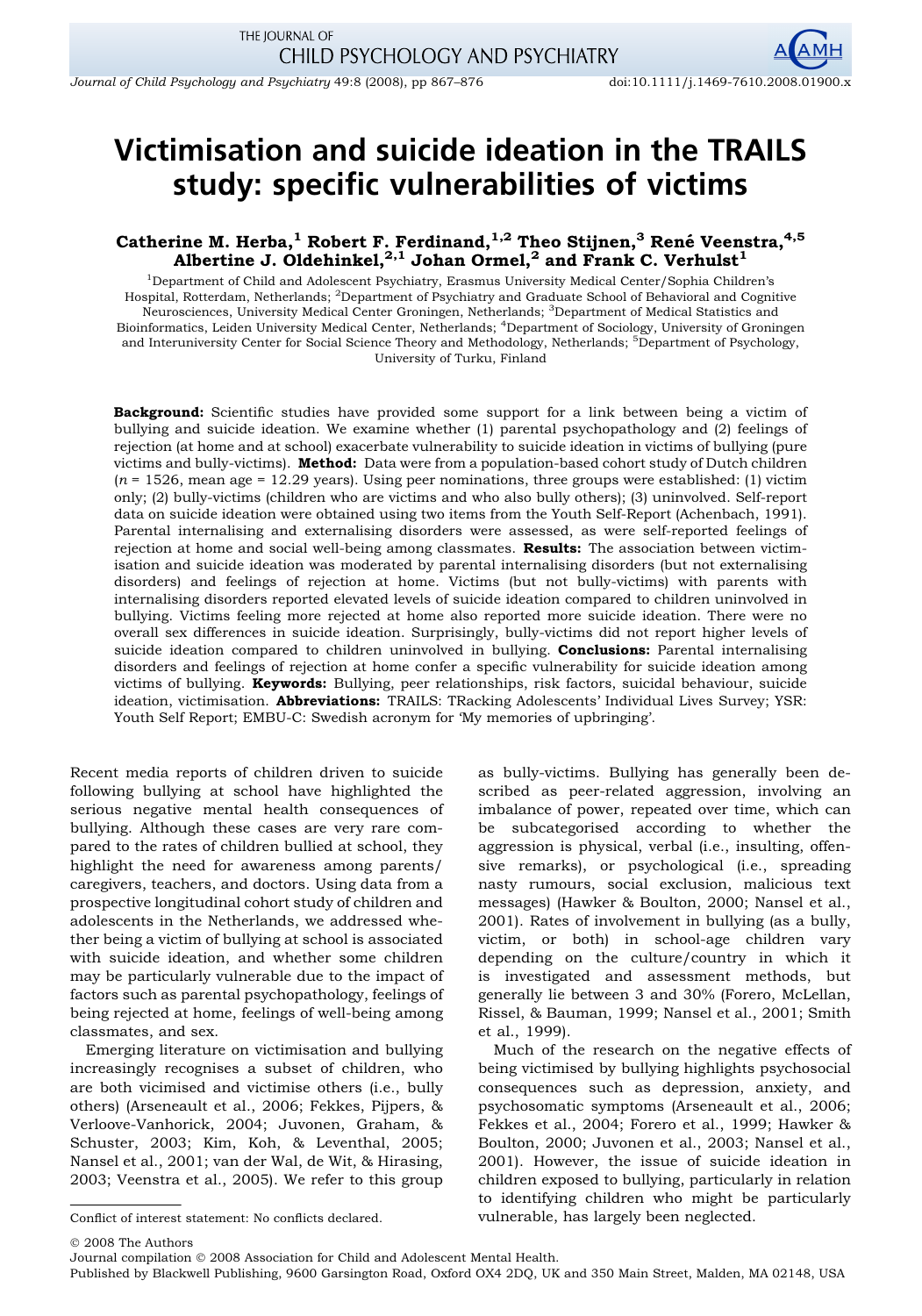# Victimisation and suicide ideation in the TRAILS study: specific vulnerabilities of victims

**Catherine M. Herba,[1] Robert F. Ferdinand,[1,2] Theo Stijnen,[3] René Veenstra,[4,5] Albertine J. Oldehinkel,[2,1] Johan Ormel,[2] and Frank C. Verhulst[1]**

[1]Department of Child and Adolescent Psychiatry, Erasmus University Medical Center/Sophia Children's Hospital, Rotterdam, Netherlands; [2]Department of Psychiatry and Graduate School of Behavioral and Cognitive Neurosciences, University Medical Center Groningen, Netherlands; [3]Department of Medical Statistics and Bioinformatics, Leiden University Medical Center, Netherlands; [4]Department of Sociology, University of Groningen and Interuniversity Center for Social Science Theory and Methodology, Netherlands; [5]Department of Psychology, University of Turku, Finland

**Background:** Scientific studies have provided some support for a link between being a victim of bullying and suicide ideation. We examine whether (1) parental psychopathology and (2) feelings of rejection (at home and at school) exacerbate vulnerability to suicide ideation in victims of bullying (pure victims and bully-victims). **Method:** Data were from a population-based cohort study of Dutch children ($n$ = 1526, mean age = 12.29 years). Using peer nominations, three groups were established: (1) victim only; (2) bully-victims (children who are victims and who also bully others); (3) uninvolved. Self-report data on suicide ideation were obtained using two items from the Youth Self-Report (Achenbach, 1991). Parental internalising and externalising disorders were assessed, as were self-reported feelings of rejection at home and social well-being among classmates. **Results:** The association between victimisation and suicide ideation was moderated by parental internalising disorders (but not externalising disorders) and feelings of rejection at home. Victims (but not bully-victims) with parents with internalising disorders reported elevated levels of suicide ideation compared to children uninvolved in bullying. Victims feeling more rejected at home also reported more suicide ideation. There were no overall sex differences in suicide ideation. Surprisingly, bully-victims did not report higher levels of suicide ideation compared to children uninvolved in bullying. **Conclusions:** Parental internalising disorders and feelings of rejection at home confer a specific vulnerability for suicide ideation among victims of bullying. **Keywords:** Bullying, peer relationships, risk factors, suicidal behaviour, suicide ideation, victimisation. **Abbreviations:** TRAILS: TRacking Adolescents' Individual Lives Survey; YSR: Youth Self Report; EMBU-C: Swedish acronym for 'My memories of upbringing'.

Recent media reports of children driven to suicide following bullying at school have highlighted the serious negative mental health consequences of bullying. Although these cases are very rare compared to the rates of children bullied at school, they highlight the need for awareness among parents/caregivers, teachers, and doctors. Using data from a prospective longitudinal cohort study of children and adolescents in the Netherlands, we addressed whether being a victim of bullying at school is associated with suicide ideation, and whether some children may be particularly vulnerable due to the impact of factors such as parental psychopathology, feelings of being rejected at home, feelings of well-being among classmates, and sex.

Emerging literature on victimisation and bullying increasingly recognises a subset of children, who are both victimised and victimise others (i.e., bully others) (Arseneault et al., 2006; Fekkes, Pijpers, & Verloove-Vanhorick, 2004; Juvonen, Graham, & Schuster, 2003; Kim, Koh, & Leventhal, 2005; Nansel et al., 2001; van der Wal, de Wit, & Hirasing, 2003; Veenstra et al., 2005). We refer to this group as bully-victims. Bullying has generally been described as peer-related aggression, involving an imbalance of power, repeated over time, which can be subcategorised according to whether the aggression is physical, verbal (i.e., insulting, offensive remarks), or psychological (i.e., spreading nasty rumours, social exclusion, malicious text messages) (Hawker & Boulton, 2000; Nansel et al., 2001). Rates of involvement in bullying (as a bully, victim, or both) in school-age children vary depending on the culture/country in which it is investigated and assessment methods, but generally lie between 3 and 30% (Forero, McLellan, Rissel, & Bauman, 1999; Nansel et al., 2001; Smith et al., 1999).

Much of the research on the negative effects of being victimised by bullying highlights psychosocial consequences such as depression, anxiety, and psychosomatic symptoms (Arseneault et al., 2006; Fekkes et al., 2004; Forero et al., 1999; Hawker & Boulton, 2000; Juvonen et al., 2003; Nansel et al., 2001). However, the issue of suicide ideation in children exposed to bullying, particularly in relation to identifying children who might be particularly vulnerable, has largely been neglected.

Conflict of interest statement: No conflicts declared.

© 2008 The Authors
Journal compilation © 2008 Association for Child and Adolescent Mental Health.
Published by Blackwell Publishing, 9600 Garsington Road, Oxford OX4 2DQ, UK and 350 Main Street, Malden, MA 02148, USA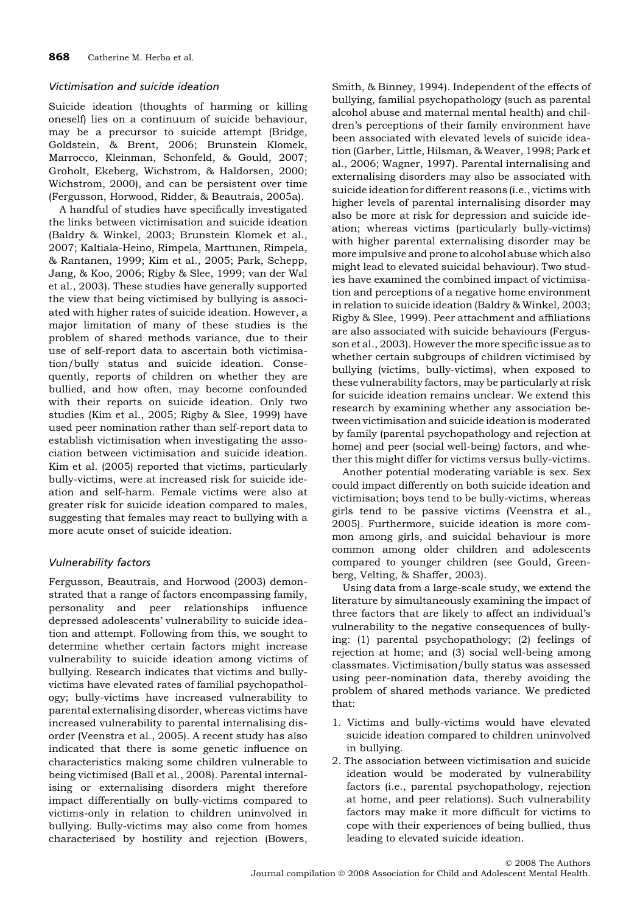### *Victimisation and suicide ideation*

Suicide ideation (thoughts of harming or killing oneself) lies on a continuum of suicide behaviour, may be a precursor to suicide attempt (Bridge, Goldstein, & Brent, 2006; Brunstein Klomek, Marrocco, Kleinman, Schonfeld, & Gould, 2007; Groholt, Ekeberg, Wichstrom, & Haldorsen, 2000; Wichstrom, 2000), and can be persistent over time (Fergusson, Horwood, Ridder, & Beautrais, 2005a).

A handful of studies have specifically investigated the links between victimisation and suicide ideation (Baldry & Winkel, 2003; Brunstein Klomek et al., 2007; Kaltiala-Heino, Rimpela, Marttunen, Rimpela, & Rantanen, 1999; Kim et al., 2005; Park, Schepp, Jang, & Koo, 2006; Rigby & Slee, 1999; van der Wal et al., 2003). These studies have generally supported the view that being victimised by bullying is associated with higher rates of suicide ideation. However, a major limitation of many of these studies is the problem of shared methods variance, due to their use of self-report data to ascertain both victimisation/bully status and suicide ideation. Consequently, reports of children on whether they are bullied, and how often, may become confounded with their reports on suicide ideation. Only two studies (Kim et al., 2005; Rigby & Slee, 1999) have used peer nomination rather than self-report data to establish victimisation when investigating the association between victimisation and suicide ideation. Kim et al. (2005) reported that victims, particularly bully-victims, were at increased risk for suicide ideation and self-harm. Female victims were also at greater risk for suicide ideation compared to males, suggesting that females may react to bullying with a more acute onset of suicide ideation.

### *Vulnerability factors*

Fergusson, Beautrais, and Horwood (2003) demonstrated that a range of factors encompassing family, personality and peer relationships influence depressed adolescents' vulnerability to suicide ideation and attempt. Following from this, we sought to determine whether certain factors might increase vulnerability to suicide ideation among victims of bullying. Research indicates that victims and bully-victims have elevated rates of familial psychopathology; bully-victims have increased vulnerability to parental externalising disorder, whereas victims have increased vulnerability to parental internalising disorder (Veenstra et al., 2005). A recent study has also indicated that there is some genetic influence on characteristics making some children vulnerable to being victimised (Ball et al., 2008). Parental internalising or externalising disorders might therefore impact differentially on bully-victims compared to victims-only in relation to children uninvolved in bullying. Bully-victims may also come from homes characterised by hostility and rejection (Bowers, Smith, & Binney, 1994). Independent of the effects of bullying, familial psychopathology (such as parental alcohol abuse and maternal mental health) and children's perceptions of their family environment have been associated with elevated levels of suicide ideation (Garber, Little, Hilsman, & Weaver, 1998; Park et al., 2006; Wagner, 1997). Parental internalising and externalising disorders may also be associated with suicide ideation for different reasons (i.e., victims with higher levels of parental internalising disorder may also be more at risk for depression and suicide ideation; whereas victims (particularly bully-victims) with higher parental externalising disorder may be more impulsive and prone to alcohol abuse which also might lead to elevated suicidal behaviour). Two studies have examined the combined impact of victimisation and perceptions of a negative home environment in relation to suicide ideation (Baldry & Winkel, 2003; Rigby & Slee, 1999). Peer attachment and affiliations are also associated with suicide behaviours (Fergusson et al., 2003). However the more specific issue as to whether certain subgroups of children victimised by bullying (victims, bully-victims), when exposed to these vulnerability factors, may be particularly at risk for suicide ideation remains unclear. We extend this research by examining whether any association between victimisation and suicide ideation is moderated by family (parental psychopathology and rejection at home) and peer (social well-being) factors, and whether this might differ for victims versus bully-victims.

Another potential moderating variable is sex. Sex could impact differently on both suicide ideation and victimisation; boys tend to be bully-victims, whereas girls tend to be passive victims (Veenstra et al., 2005). Furthermore, suicide ideation is more common among girls, and suicidal behaviour is more common among older children and adolescents compared to younger children (see Gould, Greenberg, Velting, & Shaffer, 2003).

Using data from a large-scale study, we extend the literature by simultaneously examining the impact of three factors that are likely to affect an individual's vulnerability to the negative consequences of bullying: (1) parental psychopathology; (2) feelings of rejection at home; and (3) social well-being among classmates. Victimisation/bully status was assessed using peer-nomination data, thereby avoiding the problem of shared methods variance. We predicted that:

1. Victims and bully-victims would have elevated suicide ideation compared to children uninvolved in bullying.
2. The association between victimisation and suicide ideation would be moderated by vulnerability factors (i.e., parental psychopathology, rejection at home, and peer relations). Such vulnerability factors may make it more difficult for victims to cope with their experiences of being bullied, thus leading to elevated suicide ideation.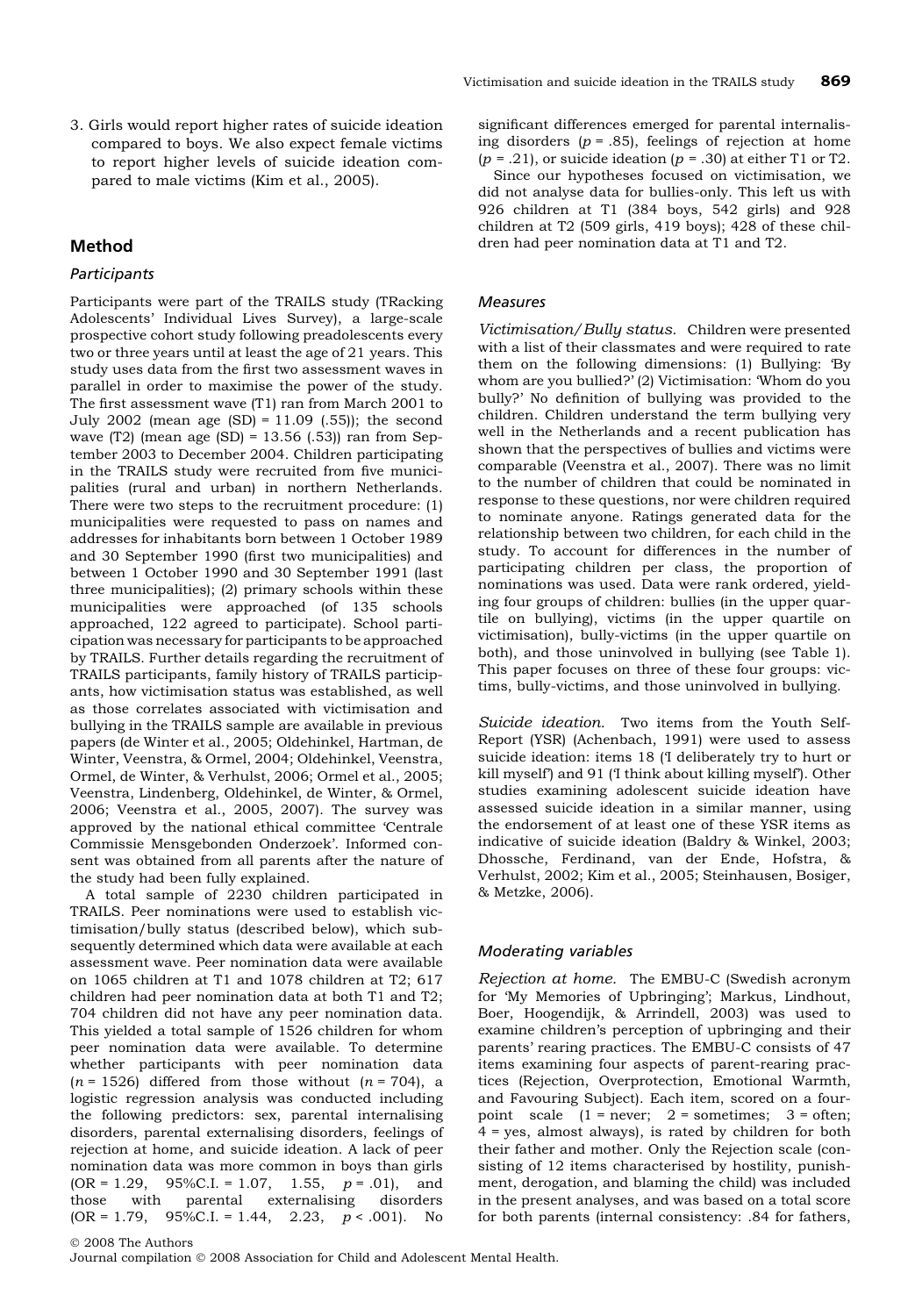3. Girls would report higher rates of suicide ideation compared to boys. We also expect female victims to report higher levels of suicide ideation compared to male victims (Kim et al., 2005).

## Method

### Participants

Participants were part of the TRAILS study (TRacking Adolescents' Individual Lives Survey), a large-scale prospective cohort study following preadolescents every two or three years until at least the age of 21 years. This study uses data from the first two assessment waves in parallel in order to maximise the power of the study. The first assessment wave (T1) ran from March 2001 to July 2002 (mean age (SD) = 11.09 (.55)); the second wave (T2) (mean age (SD) = 13.56 (.53)) ran from September 2003 to December 2004. Children participating in the TRAILS study were recruited from five municipalities (rural and urban) in northern Netherlands. There were two steps to the recruitment procedure: (1) municipalities were requested to pass on names and addresses for inhabitants born between 1 October 1989 and 30 September 1990 (first two municipalities) and between 1 October 1990 and 30 September 1991 (last three municipalities); (2) primary schools within these municipalities were approached (of 135 schools approached, 122 agreed to participate). School participation was necessary for participants to be approached by TRAILS. Further details regarding the recruitment of TRAILS participants, family history of TRAILS participants, how victimisation status was established, as well as those correlates associated with victimisation and bullying in the TRAILS sample are available in previous papers (de Winter et al., 2005; Oldehinkel, Hartman, de Winter, Veenstra, & Ormel, 2004; Oldehinkel, Veenstra, Ormel, de Winter, & Verhulst, 2006; Ormel et al., 2005; Veenstra, Lindenberg, Oldehinkel, de Winter, & Ormel, 2006; Veenstra et al., 2005, 2007). The survey was approved by the national ethical committee 'Centrale Commissie Mensgebonden Onderzoek'. Informed consent was obtained from all parents after the nature of the study had been fully explained.

A total sample of 2230 children participated in TRAILS. Peer nominations were used to establish victimisation/bully status (described below), which subsequently determined which data were available at each assessment wave. Peer nomination data were available on 1065 children at T1 and 1078 children at T2; 617 children had peer nomination data at both T1 and T2; 704 children did not have any peer nomination data. This yielded a total sample of 1526 children for whom peer nomination data were available. To determine whether participants with peer nomination data ($n = 1526$) differed from those without ($n = 704$), a logistic regression analysis was conducted including the following predictors: sex, parental internalising disorders, parental externalising disorders, feelings of rejection at home, and suicide ideation. A lack of peer nomination data was more common in boys than girls (OR = 1.29, 95%C.I. = 1.07, 1.55, $p = .01$), and those with parental externalising disorders (OR = 1.79, 95%C.I. = 1.44, 2.23, $p < .001$). No significant differences emerged for parental internalising disorders ($p = .85$), feelings of rejection at home ($p = .21$), or suicide ideation ($p = .30$) at either T1 or T2.

Since our hypotheses focused on victimisation, we did not analyse data for bullies-only. This left us with 926 children at T1 (384 boys, 542 girls) and 928 children at T2 (509 girls, 419 boys); 428 of these children had peer nomination data at T1 and T2.

### Measures

*Victimisation/Bully status.* Children were presented with a list of their classmates and were required to rate them on the following dimensions: (1) Bullying: 'By whom are you bullied?' (2) Victimisation: 'Whom do you bully?' No definition of bullying was provided to the children. Children understand the term bullying very well in the Netherlands and a recent publication has shown that the perspectives of bullies and victims were comparable (Veenstra et al., 2007). There was no limit to the number of children that could be nominated in response to these questions, nor were children required to nominate anyone. Ratings generated data for the relationship between two children, for each child in the study. To account for differences in the number of participating children per class, the proportion of nominations was used. Data were rank ordered, yielding four groups of children: bullies (in the upper quartile on bullying), victims (in the upper quartile on victimisation), bully-victims (in the upper quartile on both), and those uninvolved in bullying (see Table 1). This paper focuses on three of these four groups: victims, bully-victims, and those uninvolved in bullying.

*Suicide ideation.* Two items from the Youth Self-Report (YSR) (Achenbach, 1991) were used to assess suicide ideation: items 18 ('I deliberately try to hurt or kill myself') and 91 ('I think about killing myself'). Other studies examining adolescent suicide ideation have assessed suicide ideation in a similar manner, using the endorsement of at least one of these YSR items as indicative of suicide ideation (Baldry & Winkel, 2003; Dhossche, Ferdinand, van der Ende, Hofstra, & Verhulst, 2002; Kim et al., 2005; Steinhausen, Bosiger, & Metzke, 2006).

### Moderating variables

*Rejection at home.* The EMBU-C (Swedish acronym for 'My Memories of Upbringing'; Markus, Lindhout, Boer, Hoogendijk, & Arrindell, 2003) was used to examine children's perception of upbringing and their parents' rearing practices. The EMBU-C consists of 47 items examining four aspects of parent-rearing practices (Rejection, Overprotection, Emotional Warmth, and Favouring Subject). Each item, scored on a four-point scale (1 = never; 2 = sometimes; 3 = often; 4 = yes, almost always), is rated by children for both their father and mother. Only the Rejection scale (consisting of 12 items characterised by hostility, punishment, derogation, and blaming the child) was included in the present analyses, and was based on a total score for both parents (internal consistency: .84 for fathers,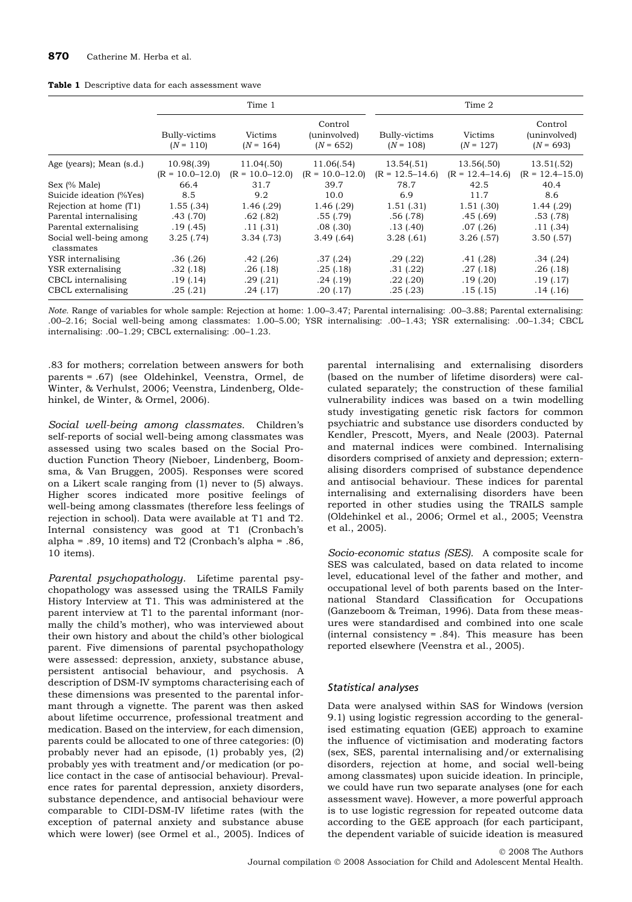**Table 1** Descriptive data for each assessment wave

| | Time 1 | | | Time 2 | | |
|---|---|---|---|---|---|---|
| | Bully-victims ($N$ = 110) | Victims ($N$ = 164) | Control (uninvolved) ($N$ = 652) | Bully-victims ($N$ = 108) | Victims ($N$ = 127) | Control (uninvolved) ($N$ = 693) |
| Age (years); Mean (s.d.) | 10.98(.39) (R = 10.0–12.0) | 11.04(.50) (R = 10.0–12.0) | 11.06(.54) (R = 10.0–12.0) | 13.54(.51) (R = 12.5–14.6) | 13.56(.50) (R = 12.4–14.6) | 13.51(.52) (R = 12.4–15.0) |
| Sex (% Male) | 66.4 | 31.7 | 39.7 | 78.7 | 42.5 | 40.4 |
| Suicide ideation (%Yes) | 8.5 | 9.2 | 10.0 | 6.9 | 11.7 | 8.6 |
| Rejection at home (T1) | 1.55 (.34) | 1.46 (.29) | 1.46 (.29) | 1.51 (.31) | 1.51 (.30) | 1.44 (.29) |
| Parental internalising | .43 (.70) | .62 (.82) | .55 (.79) | .56 (.78) | .45 (.69) | .53 (.78) |
| Parental externalising | .19 (.45) | .11 (.31) | .08 (.30) | .13 (.40) | .07 (.26) | .11 (.34) |
| Social well-being among classmates | 3.25 (.74) | 3.34 (.73) | 3.49 (.64) | 3.28 (.61) | 3.26 (.57) | 3.50 (.57) |
| YSR internalising | .36 (.26) | .42 (.26) | .37 (.24) | .29 (.22) | .41 (.28) | .34 (.24) |
| YSR externalising | .32 (.18) | .26 (.18) | .25 (.18) | .31 (.22) | .27 (.18) | .26 (.18) |
| CBCL internalising | .19 (.14) | .29 (.21) | .24 (.19) | .22 (.20) | .19 (.20) | .19 (.17) |
| CBCL externalising | .25 (.21) | .24 (.17) | .20 (.17) | .25 (.23) | .15 (.15) | .14 (.16) |

*Note.* Range of variables for whole sample: Rejection at home: 1.00–3.47; Parental internalising: .00–3.88; Parental externalising: .00–2.16; Social well-being among classmates: 1.00–5.00; YSR internalising: .00–1.43; YSR externalising: .00–1.34; CBCL internalising: .00–1.29; CBCL externalising: .00–1.23.

.83 for mothers; correlation between answers for both parents = .67) (see Oldehinkel, Veenstra, Ormel, de Winter, & Verhulst, 2006; Veenstra, Lindenberg, Oldehinkel, de Winter, & Ormel, 2006).

*Social well-being among classmates.* Children's self-reports of social well-being among classmates was assessed using two scales based on the Social Production Function Theory (Nieboer, Lindenberg, Boomsma, & Van Bruggen, 2005). Responses were scored on a Likert scale ranging from (1) never to (5) always. Higher scores indicated more positive feelings of well-being among classmates (therefore less feelings of rejection in school). Data were available at T1 and T2. Internal consistency was good at T1 (Cronbach's alpha = .89, 10 items) and T2 (Cronbach's alpha = .86, 10 items).

*Parental psychopathology.* Lifetime parental psychopathology was assessed using the TRAILS Family History Interview at T1. This was administered at the parent interview at T1 to the parental informant (normally the child's mother), who was interviewed about their own history and about the child's other biological parent. Five dimensions of parental psychopathology were assessed: depression, anxiety, substance abuse, persistent antisocial behaviour, and psychosis. A description of DSM-IV symptoms characterising each of these dimensions was presented to the parental informant through a vignette. The parent was then asked about lifetime occurrence, professional treatment and medication. Based on the interview, for each dimension, parents could be allocated to one of three categories: (0) probably never had an episode, (1) probably yes, (2) probably yes with treatment and/or medication (or police contact in the case of antisocial behaviour). Prevalence rates for parental depression, anxiety disorders, substance dependence, and antisocial behaviour were comparable to CIDI-DSM-IV lifetime rates (with the exception of paternal anxiety and substance abuse which were lower) (see Ormel et al., 2005). Indices of parental internalising and externalising disorders (based on the number of lifetime disorders) were calculated separately; the construction of these familial vulnerability indices was based on a twin modelling study investigating genetic risk factors for common psychiatric and substance use disorders conducted by Kendler, Prescott, Myers, and Neale (2003). Paternal and maternal indices were combined. Internalising disorders comprised of anxiety and depression; externalising disorders comprised of substance dependence and antisocial behaviour. These indices for parental internalising and externalising disorders have been reported in other studies using the TRAILS sample (Oldehinkel et al., 2006; Ormel et al., 2005; Veenstra et al., 2005).

*Socio-economic status (SES).* A composite scale for SES was calculated, based on data related to income level, educational level of the father and mother, and occupational level of both parents based on the International Standard Classification for Occupations (Ganzeboom & Treiman, 1996). Data from these measures were standardised and combined into one scale (internal consistency = .84). This measure has been reported elsewhere (Veenstra et al., 2005).

### Statistical analyses

Data were analysed within SAS for Windows (version 9.1) using logistic regression according to the generalised estimating equation (GEE) approach to examine the influence of victimisation and moderating factors (sex, SES, parental internalising and/or externalising disorders, rejection at home, and social well-being among classmates) upon suicide ideation. In principle, we could have run two separate analyses (one for each assessment wave). However, a more powerful approach is to use logistic regression for repeated outcome data according to the GEE approach (for each participant, the dependent variable of suicide ideation is measured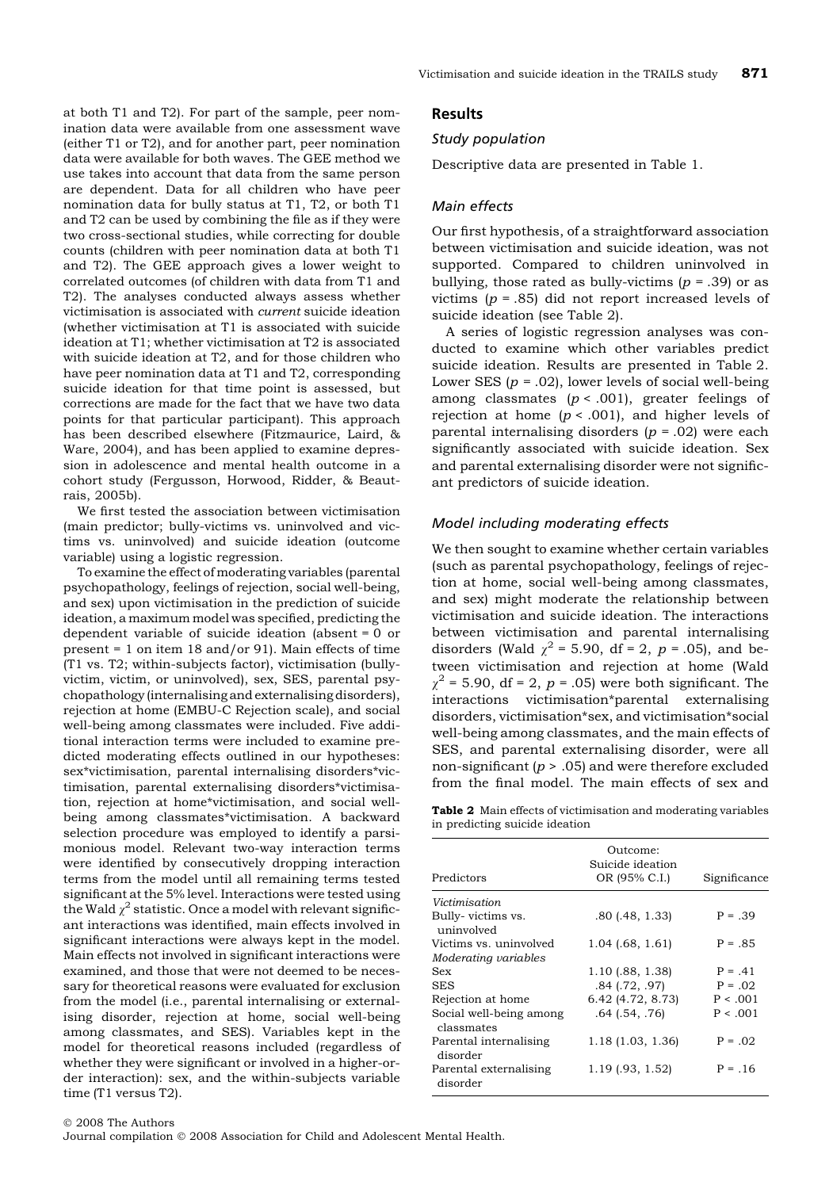at both T1 and T2). For part of the sample, peer nomination data were available from one assessment wave (either T1 or T2), and for another part, peer nomination data were available for both waves. The GEE method we use takes into account that data from the same person are dependent. Data for all children who have peer nomination data for bully status at T1, T2, or both T1 and T2 can be used by combining the file as if they were two cross-sectional studies, while correcting for double counts (children with peer nomination data at both T1 and T2). The GEE approach gives a lower weight to correlated outcomes (of children with data from T1 and T2). The analyses conducted always assess whether victimisation is associated with *current* suicide ideation (whether victimisation at T1 is associated with suicide ideation at T1; whether victimisation at T2 is associated with suicide ideation at T2, and for those children who have peer nomination data at T1 and T2, corresponding suicide ideation for that time point is assessed, but corrections are made for the fact that we have two data points for that particular participant). This approach has been described elsewhere (Fitzmaurice, Laird, & Ware, 2004), and has been applied to examine depression in adolescence and mental health outcome in a cohort study (Fergusson, Horwood, Ridder, & Beautrais, 2005b).

We first tested the association between victimisation (main predictor; bully-victims vs. uninvolved and victims vs. uninvolved) and suicide ideation (outcome variable) using a logistic regression.

To examine the effect of moderating variables (parental psychopathology, feelings of rejection, social well-being, and sex) upon victimisation in the prediction of suicide ideation, a maximum model was specified, predicting the dependent variable of suicide ideation (absent = 0 or present = 1 on item 18 and/or 91). Main effects of time (T1 vs. T2; within-subjects factor), victimisation (bully-victim, victim, or uninvolved), sex, SES, parental psychopathology (internalising and externalising disorders), rejection at home (EMBU-C Rejection scale), and social well-being among classmates were included. Five additional interaction terms were included to examine predicted moderating effects outlined in our hypotheses: sex*victimisation, parental internalising disorders*victimisation, parental externalising disorders*victimisation, rejection at home*victimisation, and social well-being among classmates*victimisation. A backward selection procedure was employed to identify a parsimonious model. Relevant two-way interaction terms were identified by consecutively dropping interaction terms from the model until all remaining terms tested significant at the 5% level. Interactions were tested using the Wald $\chi^2$ statistic. Once a model with relevant significant interactions was identified, main effects involved in significant interactions were always kept in the model. Main effects not involved in significant interactions were examined, and those that were not deemed to be necessary for theoretical reasons were evaluated for exclusion from the model (i.e., parental internalising or externalising disorder, rejection at home, social well-being among classmates, and SES). Variables kept in the model for theoretical reasons included (regardless of whether they were significant or involved in a higher-order interaction): sex, and the within-subjects variable time (T1 versus T2).

## Results

### *Study population*

Descriptive data are presented in Table 1.

### *Main effects*

Our first hypothesis, of a straightforward association between victimisation and suicide ideation, was not supported. Compared to children uninvolved in bullying, those rated as bully-victims ($p = .39$) or as victims ($p = .85$) did not report increased levels of suicide ideation (see Table 2).

A series of logistic regression analyses was conducted to examine which other variables predict suicide ideation. Results are presented in Table 2. Lower SES ($p = .02$), lower levels of social well-being among classmates ($p < .001$), greater feelings of rejection at home ($p < .001$), and higher levels of parental internalising disorders ($p = .02$) were each significantly associated with suicide ideation. Sex and parental externalising disorder were not significant predictors of suicide ideation.

### *Model including moderating effects*

We then sought to examine whether certain variables (such as parental psychopathology, feelings of rejection at home, social well-being among classmates, and sex) might moderate the relationship between victimisation and suicide ideation. The interactions between victimisation and parental internalising disorders (Wald $\chi^2 = 5.90$, df = 2, $p = .05$), and between victimisation and rejection at home (Wald $\chi^2 = 5.90$, df = 2, $p = .05$) were both significant. The interactions victimisation*parental externalising disorders, victimisation*sex, and victimisation*social well-being among classmates, and the main effects of SES, and parental externalising disorder, were all non-significant ($p > .05$) and were therefore excluded from the final model. The main effects of sex and

**Table 2** Main effects of victimisation and moderating variables in predicting suicide ideation

| Predictors | Outcome: Suicide ideation OR (95% C.I.) | Significance |
|---|---|---|
| *Victimisation* | | |
| Bully- victims vs. uninvolved | .80 (.48, 1.33) | P = .39 |
| Victims vs. uninvolved | 1.04 (.68, 1.61) | P = .85 |
| *Moderating variables* | | |
| Sex | 1.10 (.88, 1.38) | P = .41 |
| SES | .84 (.72, .97) | P = .02 |
| Rejection at home | 6.42 (4.72, 8.73) | P < .001 |
| Social well-being among classmates | .64 (.54, .76) | P < .001 |
| Parental internalising disorder | 1.18 (1.03, 1.36) | P = .02 |
| Parental externalising disorder | 1.19 (.93, 1.52) | P = .16 |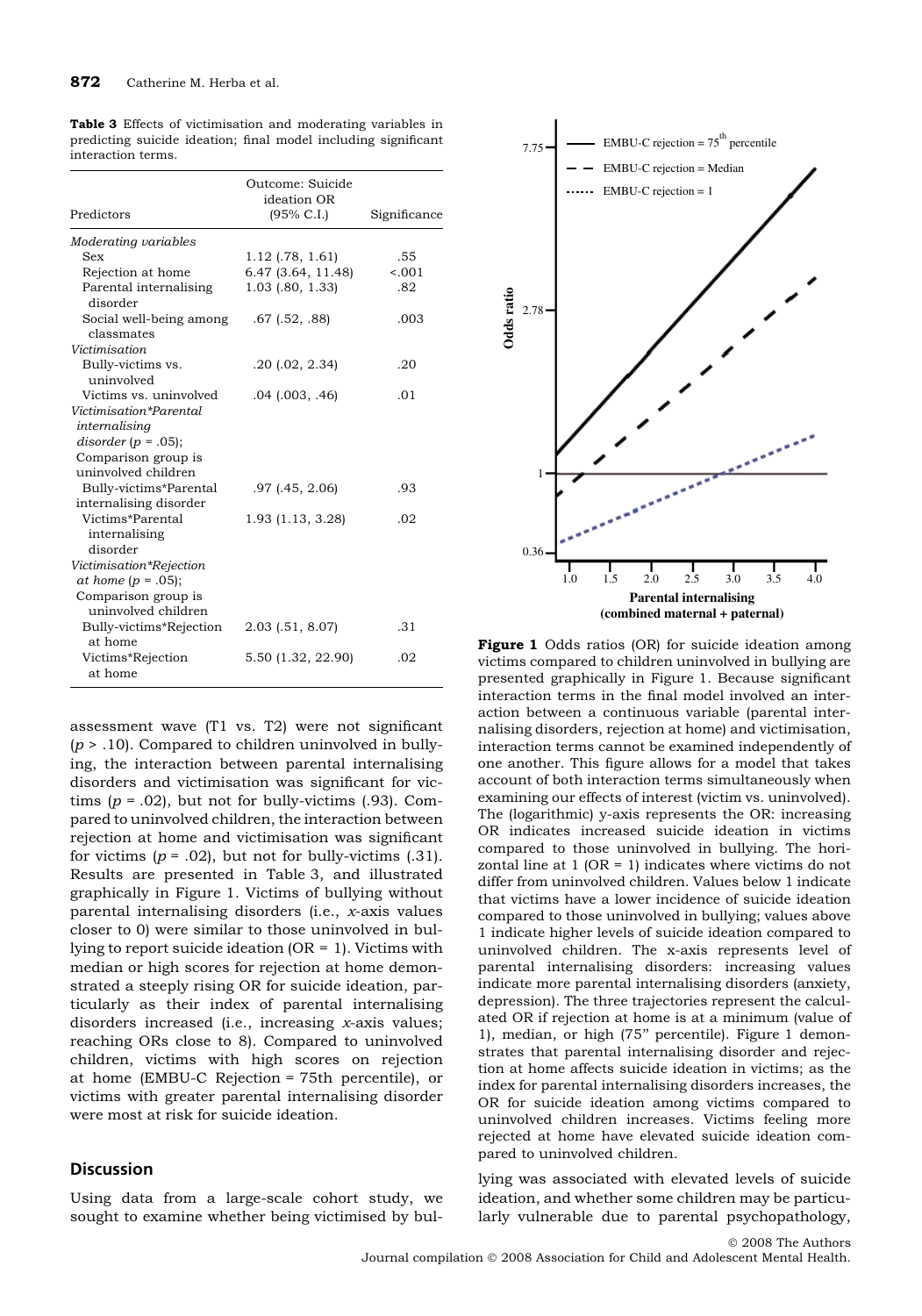**Table 3** Effects of victimisation and moderating variables in predicting suicide ideation; final model including significant interaction terms.

| Predictors | Outcome: Suicide ideation OR (95% C.I.) | Significance |
|---|---|---|
| *Moderating variables* | | |
| Sex | 1.12 (.78, 1.61) | .55 |
| Rejection at home | 6.47 (3.64, 11.48) | <.001 |
| Parental internalising disorder | 1.03 (.80, 1.33) | .82 |
| Social well-being among classmates | .67 (.52, .88) | .003 |
| *Victimisation* | | |
| Bully-victims vs. uninvolved | .20 (.02, 2.34) | .20 |
| Victims vs. uninvolved | .04 (.003, .46) | .01 |
| *Victimisation\*Parental internalising disorder* ($p$ = .05); Comparison group is uninvolved children | | |
| Bully-victims*Parental internalising disorder | .97 (.45, 2.06) | .93 |
| Victims*Parental internalising disorder | 1.93 (1.13, 3.28) | .02 |
| *Victimisation\*Rejection at home* ($p$ = .05); Comparison group is uninvolved children | | |
| Bully-victims*Rejection at home | 2.03 (.51, 8.07) | .31 |
| Victims*Rejection at home | 5.50 (1.32, 22.90) | .02 |

assessment wave (T1 vs. T2) were not significant ($p > .10$). Compared to children uninvolved in bullying, the interaction between parental internalising disorders and victimisation was significant for victims ($p$ = .02), but not for bully-victims (.93). Compared to uninvolved children, the interaction between rejection at home and victimisation was significant for victims ($p$ = .02), but not for bully-victims (.31). Results are presented in Table 3, and illustrated graphically in Figure 1. Victims of bullying without parental internalising disorders (i.e., *x*-axis values closer to 0) were similar to those uninvolved in bullying to report suicide ideation (OR = 1). Victims with median or high scores for rejection at home demonstrated a steeply rising OR for suicide ideation, particularly as their index of parental internalising disorders increased (i.e., increasing *x*-axis values; reaching ORs close to 8). Compared to uninvolved children, victims with high scores on rejection at home (EMBU-C Rejection = 75th percentile), or victims with greater parental internalising disorder were most at risk for suicide ideation.

**Figure 1** Odds ratios (OR) for suicide ideation among victims compared to children uninvolved in bullying are presented graphically in Figure 1. Because significant interaction terms in the final model involved an interaction between a continuous variable (parental internalising disorders, rejection at home) and victimisation, interaction terms cannot be examined independently of one another. This figure allows for a model that takes account of both interaction terms simultaneously when examining our effects of interest (victim vs. uninvolved). The (logarithmic) y-axis represents the OR: increasing OR indicates increased suicide ideation in victims compared to those uninvolved in bullying. The horizontal line at 1 (OR = 1) indicates values where victims do not differ from uninvolved children. Values below 1 indicate that victims have a lower incidence of suicide ideation compared to those uninvolved in bullying; values above 1 indicate higher levels of suicide ideation compared to uninvolved children. The x-axis represents level of parental internalising disorders: increasing values indicate more parental internalising disorders (anxiety, depression). The three trajectories represent the calculated OR if rejection at home is at a minimum (value of 1), median, or high (75" percentile). Figure 1 demonstrates that parental internalising disorder and rejection at home affects suicide ideation in victims; as the index for parental internalising disorders increases, the OR for suicide ideation among victims compared to uninvolved children increases. Victims feeling more rejected at home have elevated suicide ideation compared to uninvolved children.

## Discussion

Using data from a large-scale cohort study, we sought to examine whether being victimised by bullying was associated with elevated levels of suicide ideation, and whether some children may be particularly vulnerable due to parental psychopathology,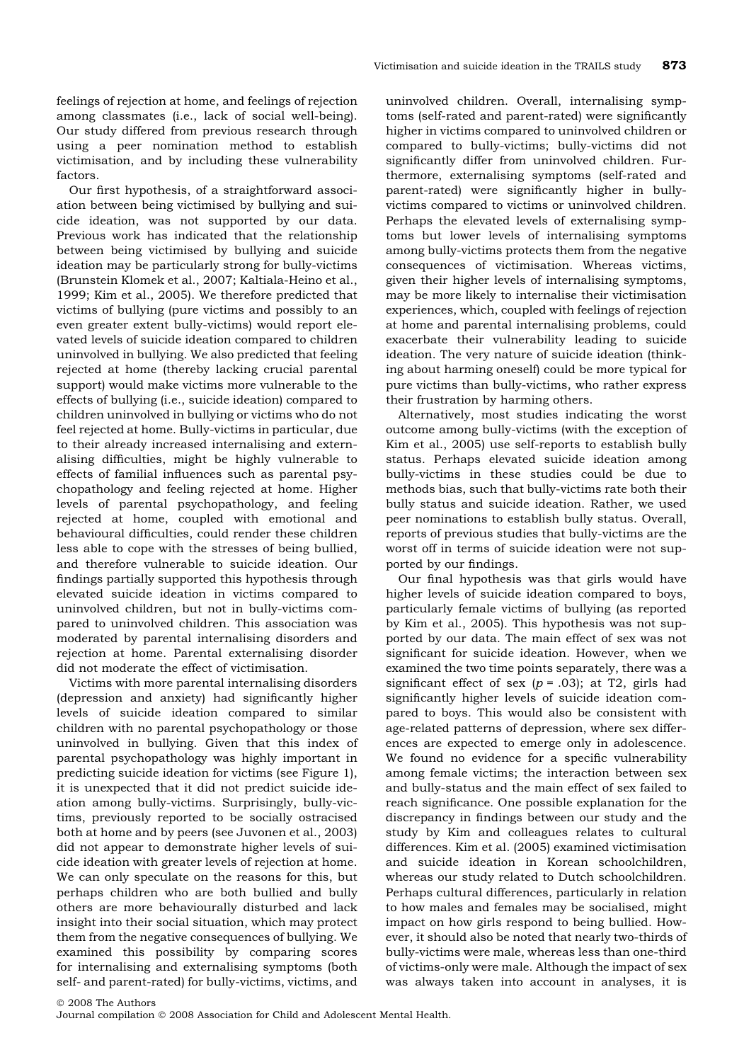feelings of rejection at home, and feelings of rejection among classmates (i.e., lack of social well-being). Our study differed from previous research through using a peer nomination method to establish victimisation, and by including these vulnerability factors.

Our first hypothesis, of a straightforward association between being victimised by bullying and suicide ideation, was not supported by our data. Previous work has indicated that the relationship between being victimised by bullying and suicide ideation may be particularly strong for bully-victims (Brunstein Klomek et al., 2007; Kaltiala-Heino et al., 1999; Kim et al., 2005). We therefore predicted that victims of bullying (pure victims and possibly to an even greater extent bully-victims) would report elevated levels of suicide ideation compared to children uninvolved in bullying. We also predicted that feeling rejected at home (thereby lacking crucial parental support) would make victims more vulnerable to the effects of bullying (i.e., suicide ideation) compared to children uninvolved in bullying or victims who do not feel rejected at home. Bully-victims in particular, due to their already increased internalising and externalising difficulties, might be highly vulnerable to effects of familial influences such as parental psychopathology and feeling rejected at home. Higher levels of parental psychopathology, and feeling rejected at home, coupled with emotional and behavioural difficulties, could render these children less able to cope with the stresses of being bullied, and therefore vulnerable to suicide ideation. Our findings partially supported this hypothesis through elevated suicide ideation in victims compared to uninvolved children, but not in bully-victims compared to uninvolved children. This association was moderated by parental internalising disorders and rejection at home. Parental externalising disorder did not moderate the effect of victimisation.

Victims with more parental internalising disorders (depression and anxiety) had significantly higher levels of suicide ideation compared to similar children with no parental psychopathology or those uninvolved in bullying. Given that this index of parental psychopathology was highly important in predicting suicide ideation for victims (see Figure 1), it is unexpected that it did not predict suicide ideation among bully-victims. Surprisingly, bully-victims, previously reported to be socially ostracised both at home and by peers (see Juvonen et al., 2003) did not appear to demonstrate higher levels of suicide ideation with greater levels of rejection at home. We can only speculate on the reasons for this, but perhaps children who are both bullied and bully others are more behaviourally disturbed and lack insight into their social situation, which may protect them from the negative consequences of bullying. We examined this possibility by comparing scores for internalising and externalising symptoms (both self- and parent-rated) for bully-victims, victims, and uninvolved children. Overall, internalising symptoms (self-rated and parent-rated) were significantly higher in victims compared to uninvolved children or compared to bully-victims; bully-victims did not significantly differ from uninvolved children. Furthermore, externalising symptoms (self-rated and parent-rated) were significantly higher in bully-victims compared to victims or uninvolved children. Perhaps the elevated levels of externalising symptoms but lower levels of internalising symptoms among bully-victims protects them from the negative consequences of victimisation. Whereas victims, given their higher levels of internalising symptoms, may be more likely to internalise their victimisation experiences, which, coupled with feelings of rejection at home and parental internalising problems, could exacerbate their vulnerability leading to suicide ideation. The very nature of suicide ideation (thinking about harming oneself) could be more typical for pure victims than bully-victims, who rather express their frustration by harming others.

Alternatively, most studies indicating the worst outcome among bully-victims (with the exception of Kim et al., 2005) use self-reports to establish bully status. Perhaps elevated suicide ideation among bully-victims in these studies could be due to methods bias, such that bully-victims rate both their bully status and suicide ideation. Rather, we used peer nominations to establish bully status. Overall, reports of previous studies that bully-victims are the worst off in terms of suicide ideation were not supported by our findings.

Our final hypothesis was that girls would have higher levels of suicide ideation compared to boys, particularly female victims of bullying (as reported by Kim et al., 2005). This hypothesis was not supported by our data. The main effect of sex was not significant for suicide ideation. However, when we examined the two time points separately, there was a significant effect of sex ($p = .03$); at T2, girls had significantly higher levels of suicide ideation compared to boys. This would also be consistent with age-related patterns of depression, where sex differences are expected to emerge only in adolescence. We found no evidence for a specific vulnerability among female victims; the interaction between sex and bully-status and the main effect of sex failed to reach significance. One possible explanation for the discrepancy in findings between our study and the study by Kim and colleagues relates to cultural differences. Kim et al. (2005) examined victimisation and suicide ideation in Korean schoolchildren, whereas our study related to Dutch schoolchildren. Perhaps cultural differences, particularly in relation to how males and females may be socialised, might impact on how girls respond to being bullied. However, it should also be noted that nearly two-thirds of bully-victims were male, whereas less than one-third of victims-only were male. Although the impact of sex was always taken into account in analyses, it is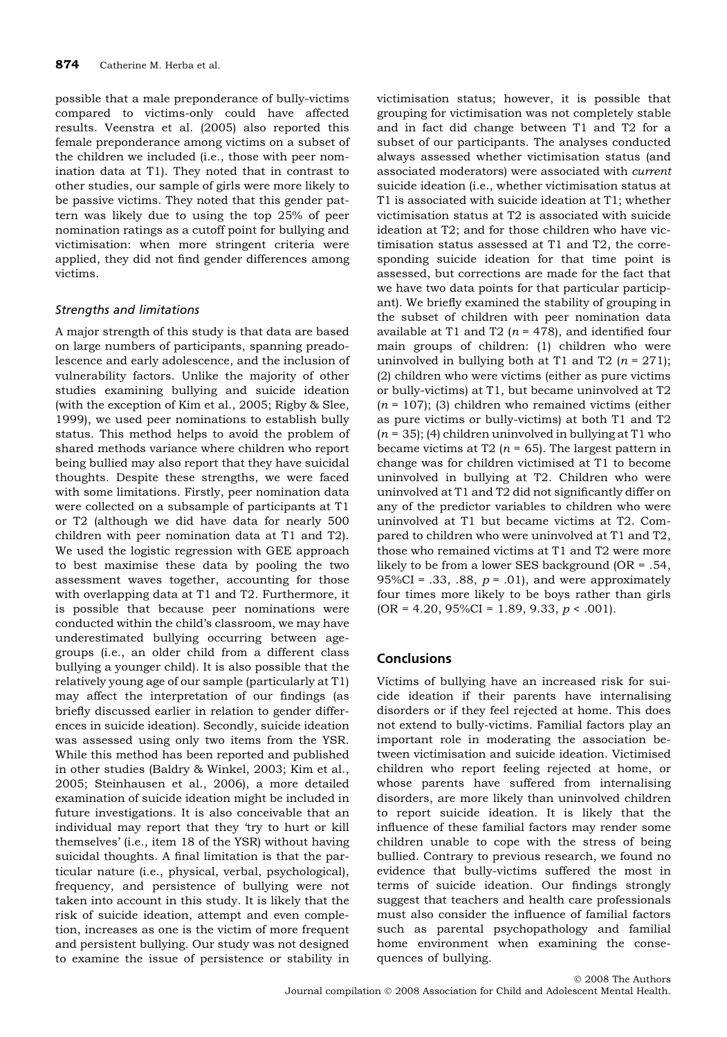possible that a male preponderance of bully-victims compared to victims-only could have affected results. Veenstra et al. (2005) also reported this female preponderance among victims on a subset of the children we included (i.e., those with peer nomination data at T1). They noted that in contrast to other studies, our sample of girls were more likely to be passive victims. They noted that this gender pattern was likely due to using the top 25% of peer nomination ratings as a cutoff point for bullying and victimisation: when more stringent criteria were applied, they did not find gender differences among victims.

### Strengths and limitations

A major strength of this study is that data are based on large numbers of participants, spanning preadolescence and early adolescence, and the inclusion of vulnerability factors. Unlike the majority of other studies examining bullying and suicide ideation (with the exception of Kim et al., 2005; Rigby & Slee, 1999), we used peer nominations to establish bully status. This method helps to avoid the problem of shared methods variance where children who report being bullied may also report that they have suicidal thoughts. Despite these strengths, we were faced with some limitations. Firstly, peer nomination data were collected on a subsample of participants at T1 or T2 (although we did have data for nearly 500 children with peer nomination data at T1 and T2). We used the logistic regression with GEE approach to best maximise these data by pooling the two assessment waves together, accounting for those with overlapping data at T1 and T2. Furthermore, it is possible that because peer nominations were conducted within the child's classroom, we may have underestimated bullying occurring between age-groups (i.e., an older child from a different class bullying a younger child). It is also possible that the relatively young age of our sample (particularly at T1) may affect the interpretation of our findings (as briefly discussed earlier in relation to gender differences in suicide ideation). Secondly, suicide ideation was assessed using only two items from the YSR. While this method has been reported and published in other studies (Baldry & Winkel, 2003; Kim et al., 2005; Steinhausen et al., 2006), a more detailed examination of suicide ideation might be included in future investigations. It is also conceivable that an individual may report that they 'try to hurt or kill themselves' (i.e., item 18 of the YSR) without having suicidal thoughts. A final limitation is that the particular nature (i.e., physical, verbal, psychological), frequency, and persistence of bullying were not taken into account in this study. It is likely that the risk of suicide ideation, attempt and even completion, increases as one is the victim of more frequent and persistent bullying. Our study was not designed to examine the issue of persistence or stability in victimisation status; however, it is possible that grouping for victimisation was not completely stable and in fact did change between T1 and T2 for a subset of our participants. The analyses conducted always assessed whether victimisation status (and associated moderators) were associated with *current* suicide ideation (i.e., whether victimisation status at T1 is associated with suicide ideation at T1; whether victimisation status at T2 is associated with suicide ideation at T2; and for those children who have victimisation status assessed at T1 and T2, the corresponding suicide ideation for that time point is assessed, but corrections are made for the fact that we have two data points for that particular participant). We briefly examined the stability of grouping in the subset of children with peer nomination data available at T1 and T2 ($n$ = 478), and identified four main groups of children: (1) children who were uninvolved in bullying both at T1 and T2 ($n$ = 271); (2) children who were victims (either as pure victims or bully-victims) at T1, but became uninvolved at T2 ($n$ = 107); (3) children who remained victims (either as pure victims or bully-victims) at both T1 and T2 ($n$ = 35); (4) children uninvolved in bullying at T1 who became victims at T2 ($n$ = 65). The largest pattern in change was for children victimised at T1 to become uninvolved in bullying at T2. Children who were uninvolved at T1 and T2 did not significantly differ on any of the predictor variables to children who were uninvolved at T1 but became victims at T2. Compared to children who were uninvolved at T1 and T2, those who remained victims at T1 and T2 were more likely to be from a lower SES background (OR = .54, 95%CI = .33, .88, $p$ = .01), and were approximately four times more likely to be boys rather than girls (OR = 4.20, 95%CI = 1.89, 9.33, $p < .001$).

## Conclusions

Victims of bullying have an increased risk for suicide ideation if their parents have internalising disorders or if they feel rejected at home. This does not extend to bully-victims. Familial factors play an important role in moderating the association between victimisation and suicide ideation. Victimised children who report feeling rejected at home, or whose parents have suffered from internalising disorders, are more likely than uninvolved children to report suicide ideation. It is likely that the influence of these familial factors may render some children unable to cope with the stress of being bullied. Contrary to previous research, we found no evidence that bully-victims suffered the most in terms of suicide ideation. Our findings strongly suggest that teachers and health care professionals must also consider the influence of familial factors such as parental psychopathology and familial home environment when examining the consequences of bullying.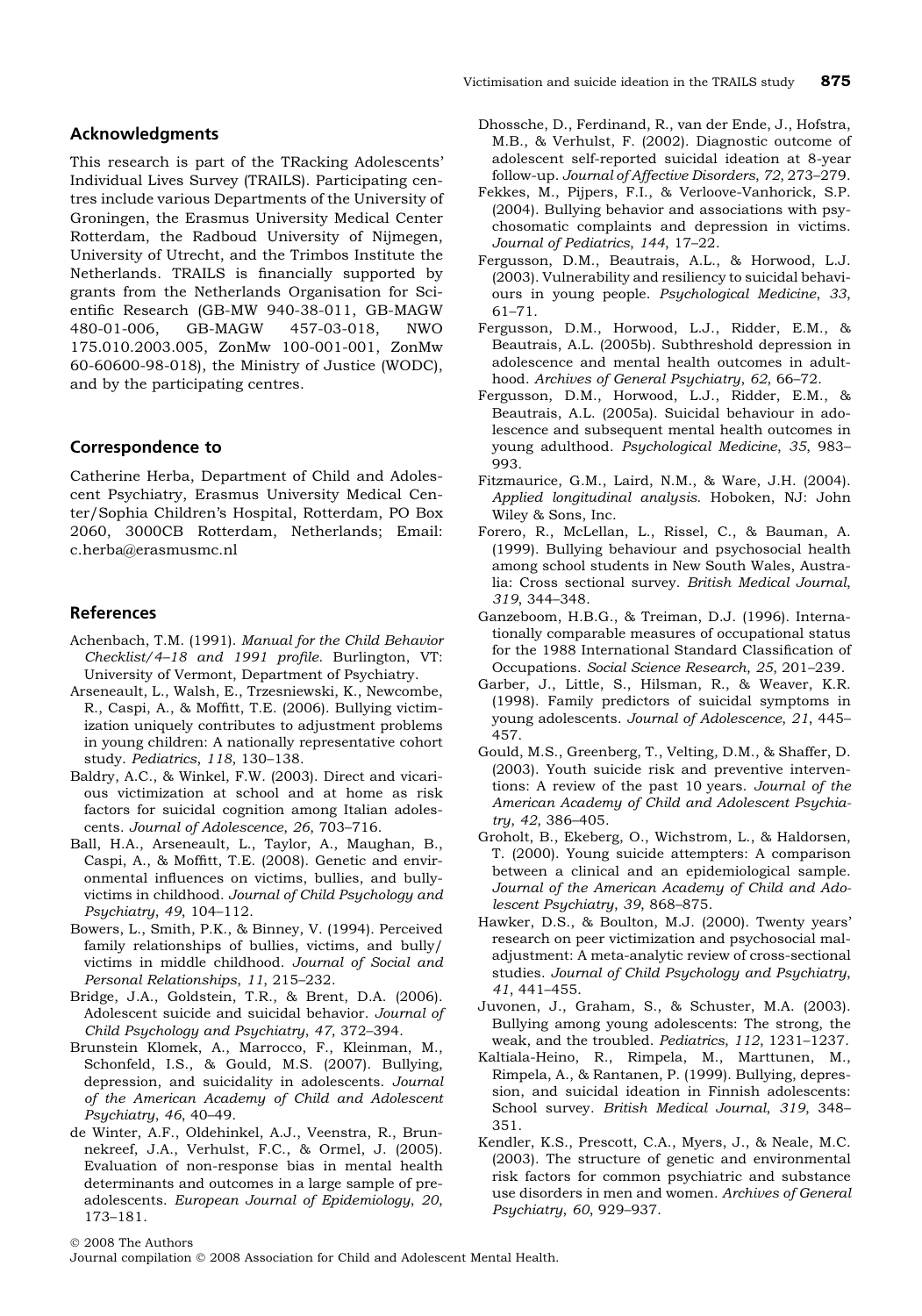## Acknowledgments

This research is part of the TRacking Adolescents' Individual Lives Survey (TRAILS). Participating centres include various Departments of the University of Groningen, the Erasmus University Medical Center Rotterdam, the Radboud University of Nijmegen, University of Utrecht, and the Trimbos Institute the Netherlands. TRAILS is financially supported by grants from the Netherlands Organisation for Scientific Research (GB-MW 940-38-011, GB-MAGW 480-01-006, GB-MAGW 457-03-018, NWO 175.010.2003.005, ZonMw 100-001-001, ZonMw 60-60600-98-018), the Ministry of Justice (WODC), and by the participating centres.

## Correspondence to

Catherine Herba, Department of Child and Adolescent Psychiatry, Erasmus University Medical Center/Sophia Children's Hospital, Rotterdam, PO Box 2060, 3000CB Rotterdam, Netherlands; Email: c.herba@erasmusmc.nl

## References

Achenbach, T.M. (1991). *Manual for the Child Behavior Checklist/4–18 and 1991 profile*. Burlington, VT: University of Vermont, Department of Psychiatry.

Arseneault, L., Walsh, E., Trzesniewski, K., Newcombe, R., Caspi, A., & Moffitt, T.E. (2006). Bullying victimization uniquely contributes to adjustment problems in young children: A nationally representative cohort study. *Pediatrics*, *118*, 130–138.

Baldry, A.C., & Winkel, F.W. (2003). Direct and vicarious victimization at school and at home as risk factors for suicidal cognition among Italian adolescents. *Journal of Adolescence*, *26*, 703–716.

Ball, H.A., Arseneault, L., Taylor, A., Maughan, B., Caspi, A., & Moffitt, T.E. (2008). Genetic and environmental influences on victims, bullies, and bully-victims in childhood. *Journal of Child Psychology and Psychiatry*, *49*, 104–112.

Bowers, L., Smith, P.K., & Binney, V. (1994). Perceived family relationships of bullies, victims, and bully/victims in middle childhood. *Journal of Social and Personal Relationships*, *11*, 215–232.

Bridge, J.A., Goldstein, T.R., & Brent, D.A. (2006). Adolescent suicide and suicidal behavior. *Journal of Child Psychology and Psychiatry*, *47*, 372–394.

Brunstein Klomek, A., Marrocco, F., Kleinman, M., Schonfeld, I.S., & Gould, M.S. (2007). Bullying, depression, and suicidality in adolescents. *Journal of the American Academy of Child and Adolescent Psychiatry*, *46*, 40–49.

de Winter, A.F., Oldehinkel, A.J., Veenstra, R., Brunnekreef, J.A., Verhulst, F.C., & Ormel, J. (2005). Evaluation of non-response bias in mental health determinants and outcomes in a large sample of pre-adolescents. *European Journal of Epidemiology*, *20*, 173–181.

Dhossche, D., Ferdinand, R., van der Ende, J., Hofstra, M.B., & Verhulst, F. (2002). Diagnostic outcome of adolescent self-reported suicidal ideation at 8-year follow-up. *Journal of Affective Disorders*, *72*, 273–279.

Fekkes, M., Pijpers, F.I., & Verloove-Vanhorick, S.P. (2004). Bullying behavior and associations with psychosomatic complaints and depression in victims. *Journal of Pediatrics*, *144*, 17–22.

Fergusson, D.M., Beautrais, A.L., & Horwood, L.J. (2003). Vulnerability and resiliency to suicidal behaviours in young people. *Psychological Medicine*, *33*, 61–71.

Fergusson, D.M., Horwood, L.J., Ridder, E.M., & Beautrais, A.L. (2005b). Subthreshold depression in adolescence and mental health outcomes in adulthood. *Archives of General Psychiatry*, *62*, 66–72.

Fergusson, D.M., Horwood, L.J., Ridder, E.M., & Beautrais, A.L. (2005a). Suicidal behaviour in adolescence and subsequent mental health outcomes in young adulthood. *Psychological Medicine*, *35*, 983–993.

Fitzmaurice, G.M., Laird, N.M., & Ware, J.H. (2004). *Applied longitudinal analysis*. Hoboken, NJ: John Wiley & Sons, Inc.

Forero, R., McLellan, L., Rissel, C., & Bauman, A. (1999). Bullying behaviour and psychosocial health among school students in New South Wales, Australia: Cross sectional survey. *British Medical Journal*, *319*, 344–348.

Ganzeboom, H.B.G., & Treiman, D.J. (1996). Internationally comparable measures of occupational status for the 1988 International Standard Classification of Occupations. *Social Science Research*, *25*, 201–239.

Garber, J., Little, S., Hilsman, R., & Weaver, K.R. (1998). Family predictors of suicidal symptoms in young adolescents. *Journal of Adolescence*, *21*, 445–457.

Gould, M.S., Greenberg, T., Velting, D.M., & Shaffer, D. (2003). Youth suicide risk and preventive interventions: A review of the past 10 years. *Journal of the American Academy of Child and Adolescent Psychiatry*, *42*, 386–405.

Groholt, B., Ekeberg, O., Wichstrom, L., & Haldorsen, T. (2000). Young suicide attempters: A comparison between a clinical and an epidemiological sample. *Journal of the American Academy of Child and Adolescent Psychiatry*, *39*, 868–875.

Hawker, D.S., & Boulton, M.J. (2000). Twenty years' research on peer victimization and psychosocial maladjustment: A meta-analytic review of cross-sectional studies. *Journal of Child Psychology and Psychiatry*, *41*, 441–455.

Juvonen, J., Graham, S., & Schuster, M.A. (2003). Bullying among young adolescents: The strong, the weak, and the troubled. *Pediatrics*, *112*, 1231–1237.

Kaltiala-Heino, R., Rimpela, M., Marttunen, M., Rimpela, A., & Rantanen, P. (1999). Bullying, depression, and suicidal ideation in Finnish adolescents: School survey. *British Medical Journal*, *319*, 348–351.

Kendler, K.S., Prescott, C.A., Myers, J., & Neale, M.C. (2003). The structure of genetic and environmental risk factors for common psychiatric and substance use disorders in men and women. *Archives of General Psychiatry*, *60*, 929–937.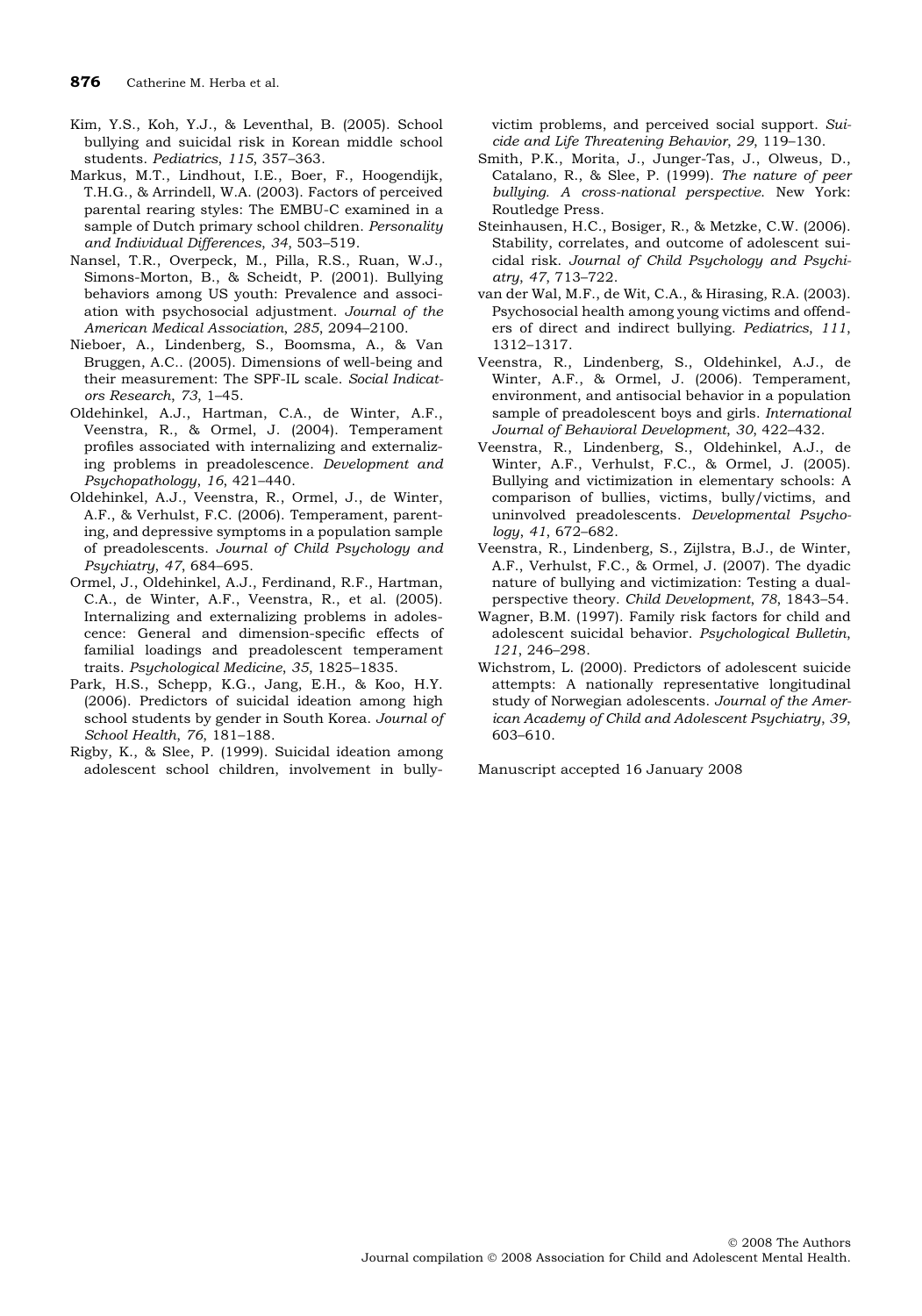Kim, Y.S., Koh, Y.J., & Leventhal, B. (2005). School bullying and suicidal risk in Korean middle school students. *Pediatrics*, *115*, 357–363.

Markus, M.T., Lindhout, I.E., Boer, F., Hoogendijk, T.H.G., & Arrindell, W.A. (2003). Factors of perceived parental rearing styles: The EMBU-C examined in a sample of Dutch primary school children. *Personality and Individual Differences*, *34*, 503–519.

Nansel, T.R., Overpeck, M., Pilla, R.S., Ruan, W.J., Simons-Morton, B., & Scheidt, P. (2001). Bullying behaviors among US youth: Prevalence and association with psychosocial adjustment. *Journal of the American Medical Association*, *285*, 2094–2100.

Nieboer, A., Lindenberg, S., Boomsma, A., & Van Bruggen, A.C.. (2005). Dimensions of well-being and their measurement: The SPF-IL scale. *Social Indicators Research*, *73*, 1–45.

Oldehinkel, A.J., Hartman, C.A., de Winter, A.F., Veenstra, R., & Ormel, J. (2004). Temperament profiles associated with internalizing and externalizing problems in preadolescence. *Development and Psychopathology*, *16*, 421–440.

Oldehinkel, A.J., Veenstra, R., Ormel, J., de Winter, A.F., & Verhulst, F.C. (2006). Temperament, parenting, and depressive symptoms in a population sample of preadolescents. *Journal of Child Psychology and Psychiatry*, *47*, 684–695.

Ormel, J., Oldehinkel, A.J., Ferdinand, R.F., Hartman, C.A., de Winter, A.F., Veenstra, R., et al. (2005). Internalizing and externalizing problems in adolescence: General and dimension-specific effects of familial loadings and preadolescent temperament traits. *Psychological Medicine*, *35*, 1825–1835.

Park, H.S., Schepp, K.G., Jang, E.H., & Koo, H.Y. (2006). Predictors of suicidal ideation among high school students by gender in South Korea. *Journal of School Health*, *76*, 181–188.

Rigby, K., & Slee, P. (1999). Suicidal ideation among adolescent school children, involvement in bully-victim problems, and perceived social support. *Suicide and Life Threatening Behavior*, *29*, 119–130.

Smith, P.K., Morita, J., Junger-Tas, J., Olweus, D., Catalano, R., & Slee, P. (1999). *The nature of peer bullying. A cross-national perspective.* New York: Routledge Press.

Steinhausen, H.C., Bosiger, R., & Metzke, C.W. (2006). Stability, correlates, and outcome of adolescent suicidal risk. *Journal of Child Psychology and Psychiatry*, *47*, 713–722.

van der Wal, M.F., de Wit, C.A., & Hirasing, R.A. (2003). Psychosocial health among young victims and offenders of direct and indirect bullying. *Pediatrics, 111*, 1312–1317.

Veenstra, R., Lindenberg, S., Oldehinkel, A.J., de Winter, A.F., & Ormel, J. (2006). Temperament, environment, and antisocial behavior in a population sample of preadolescent boys and girls. *International Journal of Behavioral Development*, *30*, 422–432.

Veenstra, R., Lindenberg, S., Oldehinkel, A.J., de Winter, A.F., Verhulst, F.C., & Ormel, J. (2005). Bullying and victimization in elementary schools: A comparison of bullies, victims, bully/victims, and uninvolved preadolescents. *Developmental Psychology*, *41*, 672–682.

Veenstra, R., Lindenberg, S., Zijlstra, B.J., de Winter, A.F., Verhulst, F.C., & Ormel, J. (2007). The dyadic nature of bullying and victimization: Testing a dual-perspective theory. *Child Development*, *78*, 1843–54.

Wagner, B.M. (1997). Family risk factors for child and adolescent suicidal behavior. *Psychological Bulletin*, *121*, 246–298.

Wichstrom, L. (2000). Predictors of adolescent suicide attempts: A nationally representative longitudinal study of Norwegian adolescents. *Journal of the American Academy of Child and Adolescent Psychiatry*, *39*, 603–610.

Manuscript accepted 16 January 2008